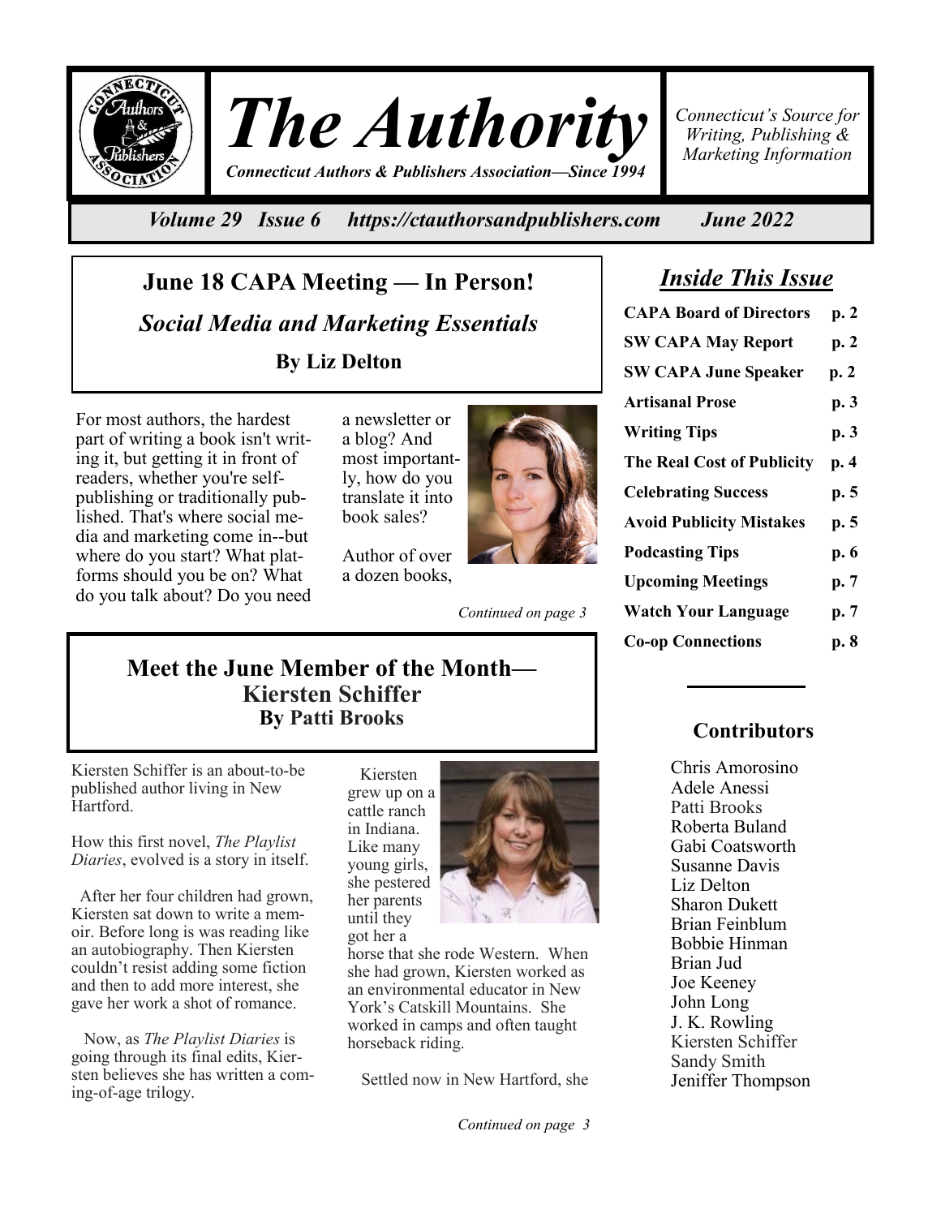# The Authority

*Connecticut Authors & Publishers Association—Since 1994*

*Connecticut's Source for Writing, Publishing & Marketing Information*

*Volume 29 Issue 6 https://ctauthorsandpublishers.com June 2022*

## June 18 CAPA Meeting — In Person!

### *Social Media and Marketing Essentials*

**By Liz Delton**

For most authors, the hardest part of writing a book isn't writing it, but getting it in front of readers, whether you're self-publishing or traditionally published. That's where social media and marketing come in--but where do you start? What platforms should you be on? What do you talk about? Do you need a newsletter or a blog? And most importantly, how do you translate it into book sales?

Author of over a dozen books,

*Continued on page 3*

## Meet the June Member of the Month—Kiersten Schiffer

**By Patti Brooks**

Kiersten Schiffer is an about-to-be published author living in New Hartford.

How this first novel, *The Playlist Diaries*, evolved is a story in itself.

After her four children had grown, Kiersten sat down to write a memoir. Before long is was reading like an autobiography. Then Kiersten couldn't resist adding some fiction and then to add more interest, she gave her work a shot of romance.

Now, as *The Playlist Diaries* is going through its final edits, Kiersten believes she has written a coming-of-age trilogy.

Kiersten grew up on a cattle ranch in Indiana. Like many young girls, she pestered her parents until they got her a horse that she rode Western. When she had grown, Kiersten worked as an environmental educator in New York's Catskill Mountains. She worked in camps and often taught horseback riding.

Settled now in New Hartford, she

*Continued on page 3*

## *Inside This Issue*

| | |
|---|---|
| **CAPA Board of Directors** | **p. 2** |
| **SW CAPA May Report** | **p. 2** |
| **SW CAPA June Speaker** | **p. 2** |
| **Artisanal Prose** | **p. 3** |
| **Writing Tips** | **p. 3** |
| **The Real Cost of Publicity** | **p. 4** |
| **Celebrating Success** | **p. 5** |
| **Avoid Publicity Mistakes** | **p. 5** |
| **Podcasting Tips** | **p. 6** |
| **Upcoming Meetings** | **p. 7** |
| **Watch Your Language** | **p. 7** |
| **Co-op Connections** | **p. 8** |

## Contributors

Chris Amorosino
Adele Anessi
Patti Brooks
Roberta Buland
Gabi Coatsworth
Susanne Davis
Liz Delton
Sharon Dukett
Brian Feinblum
Bobbie Hinman
Brian Jud
Joe Keeney
John Long
J. K. Rowling
Kiersten Schiffer
Sandy Smith
Jeniffer Thompson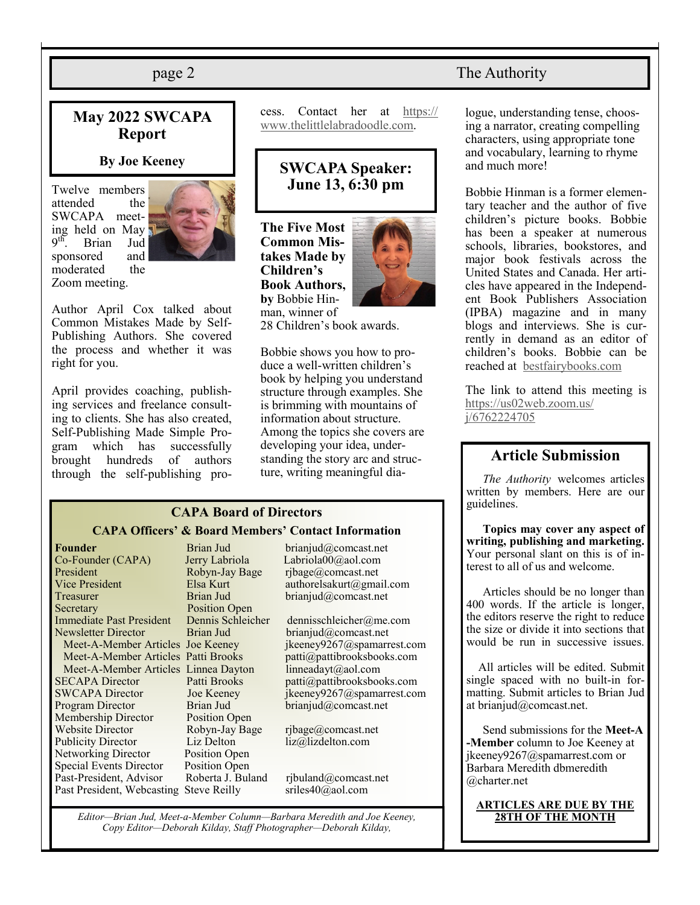## May 2022 SWCAPA Report

**By Joe Keeney**

Twelve members attended the SWCAPA meeting held on May 9th. Brian Jud sponsored and moderated the Zoom meeting.

Author April Cox talked about Common Mistakes Made by Self-Publishing Authors. She covered the process and whether it was right for you.

April provides coaching, publishing services and freelance consulting to clients. She has also created, Self-Publishing Made Simple Program which has successfully brought hundreds of authors through the self-publishing process. Contact her at https://www.thelittlelabradoodle.com.

## SWCAPA Speaker: June 13, 6:30 pm

**The Five Most Common Mistakes Made by Children's Book Authors, by** Bobbie Hinman, winner of 28 Children's book awards.

Bobbie shows you how to produce a well-written children's book by helping you understand structure through examples. She is brimming with mountains of information about structure. Among the topics she covers are developing your idea, understanding the story arc and structure, writing meaningful dialogue, understanding tense, choosing a narrator, creating compelling characters, using appropriate tone and vocabulary, learning to rhyme and much more!

Bobbie Hinman is a former elementary teacher and the author of five children's picture books. Bobbie has been a speaker at numerous schools, libraries, bookstores, and major book festivals across the United States and Canada. Her articles have appeared in the Independent Book Publishers Association (IPBA) magazine and in many blogs and interviews. She is currently in demand as an editor of children's books. Bobbie can be reached at bestfairybooks.com

The link to attend this meeting is https://us02web.zoom.us/j/6762224705

## CAPA Board of Directors

### CAPA Officers' & Board Members' Contact Information

| Position | Name | Email |
|---|---|---|
| **Founder** | Brian Jud | brianjud@comcast.net |
| Co-Founder (CAPA) | Jerry Labriola | Labriola00@aol.com |
| President | Robyn-Jay Bage | rjbage@comcast.net |
| Vice President | Elsa Kurt | authorelsakurt@gmail.com |
| Treasurer | Brian Jud | brianjud@comcast.net |
| Secretary | Position Open | |
| Immediate Past President | Dennis Schleicher | dennisschleicher@me.com |
| Newsletter Director | Brian Jud | brianjud@comcast.net |
| Meet-A-Member Articles | Joe Keeney | jkeeney9267@spamarrest.com |
| Meet-A-Member Articles | Patti Brooks | patti@pattibrooksbooks.com |
| Meet-A-Member Articles | Linnea Dayton | linneadayt@aol.com |
| SECAPA Director | Patti Brooks | patti@pattibrooksbooks.com |
| SWCAPA Director | Joe Keeney | jkeeney9267@spamarrest.com |
| Program Director | Brian Jud | brianjud@comcast.net |
| Membership Director | Position Open | |
| Website Director | Robyn-Jay Bage | rjbage@comcast.net |
| Publicity Director | Liz Delton | liz@lizdelton.com |
| Networking Director | Position Open | |
| Special Events Director | Position Open | |
| Past-President, Advisor | Roberta J. Buland | rjbuland@comcast.net |
| Past President, Webcasting | Steve Reilly | sriles40@aol.com |

*Editor—Brian Jud, Meet-a-Member Column—Barbara Meredith and Joe Keeney, Copy Editor—Deborah Kilday, Staff Photographer—Deborah Kilday,*

## Article Submission

*The Authority* welcomes articles written by members. Here are our guidelines.

**Topics may cover any aspect of writing, publishing and marketing.** Your personal slant on this is of interest to all of us and welcome.

Articles should be no longer than 400 words. If the article is longer, the editors reserve the right to reduce the size or divide it into sections that would be run in successive issues.

All articles will be edited. Submit single spaced with no built-in formatting. Submit articles to Brian Jud at brianjud@comcast.net.

Send submissions for the **Meet-A-Member** column to Joe Keeney at jkeeney9267@spamarrest.com or Barbara Meredith dbmeredith@charter.net

**ARTICLES ARE DUE BY THE 28TH OF THE MONTH**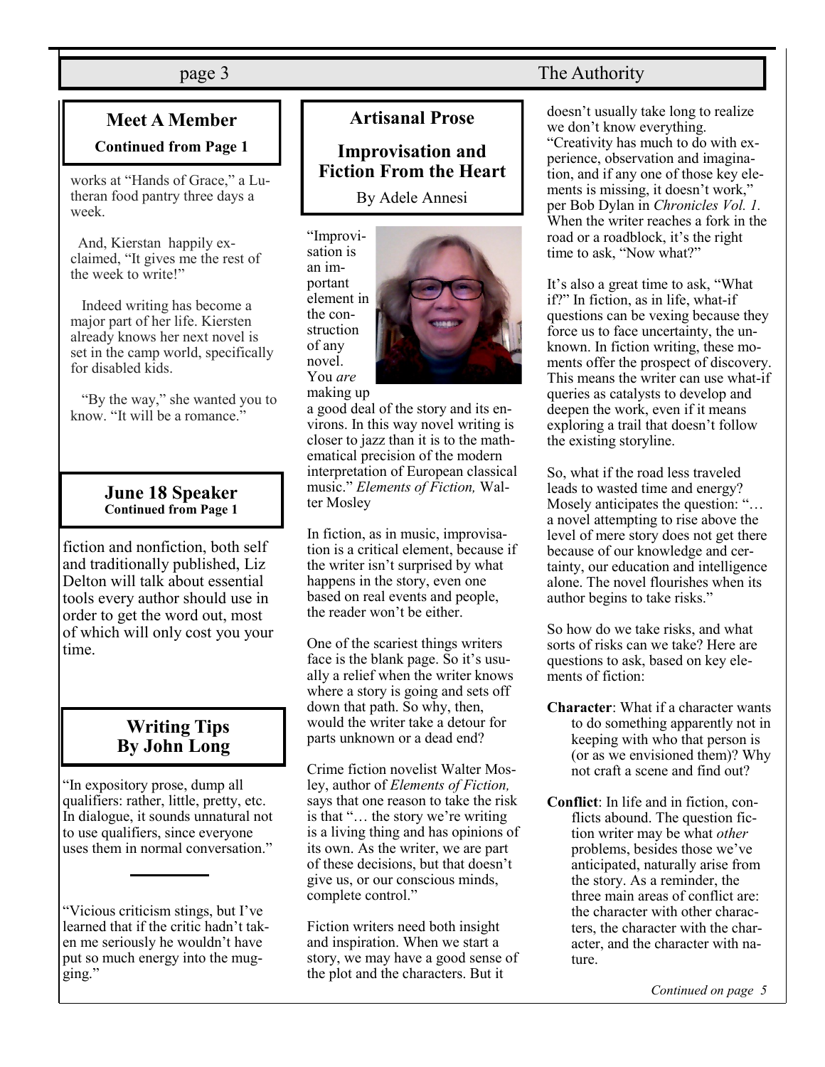## Meet A Member

**Continued from Page 1**

works at "Hands of Grace," a Lutheran food pantry three days a week.

And, Kierstan happily exclaimed, "It gives me the rest of the week to write!"

Indeed writing has become a major part of her life. Kiersten already knows her next novel is set in the camp world, specifically for disabled kids.

"By the way," she wanted you to know. "It will be a romance."

## June 18 Speaker

**Continued from Page 1**

fiction and nonfiction, both self and traditionally published, Liz Delton will talk about essential tools every author should use in order to get the word out, most of which will only cost you your time.

## Writing Tips By John Long

"In expository prose, dump all qualifiers: rather, little, pretty, etc. In dialogue, it sounds unnatural not to use qualifiers, since everyone uses them in normal conversation."

---

"Vicious criticism stings, but I've learned that if the critic hadn't taken me seriously he wouldn't have put so much energy into the mugging."

## Artisanal Prose

### Improvisation and Fiction From the Heart

By Adele Annesi

"Improvisation is an important element in the construction of any novel. You *are* making up a good deal of the story and its environs. In this way novel writing is closer to jazz than it is to the mathematical precision of the modern interpretation of European classical music." *Elements of Fiction,* Walter Mosley

In fiction, as in music, improvisation is a critical element, because if the writer isn't surprised by what happens in the story, even one based on real events and people, the reader won't be either.

One of the scariest things writers face is the blank page. So it's usually a relief when the writer knows where a story is going and sets off down that path. So why, then, would the writer take a detour for parts unknown or a dead end?

Crime fiction novelist Walter Mosley, author of *Elements of Fiction,* says that one reason to take the risk is that "… the story we're writing is a living thing and has opinions of its own. As the writer, we are part of these decisions, but that doesn't give us, or our conscious minds, complete control."

Fiction writers need both insight and inspiration. When we start a story, we may have a good sense of the plot and the characters. But it doesn't usually take long to realize we don't know everything. "Creativity has much to do with experience, observation and imagination, and if any one of those key elements is missing, it doesn't work," per Bob Dylan in *Chronicles Vol. 1.* When the writer reaches a fork in the road or a roadblock, it's the right time to ask, "Now what?"

It's also a great time to ask, "What if?" In fiction, as in life, what-if questions can be vexing because they force us to face uncertainty, the unknown. In fiction writing, these moments offer the prospect of discovery. This means the writer can use what-if queries as catalysts to develop and deepen the work, even if it means exploring a trail that doesn't follow the existing storyline.

So, what if the road less traveled leads to wasted time and energy? Mosely anticipates the question: "… a novel attempting to rise above the level of mere story does not get there because of our knowledge and certainty, our education and intelligence alone. The novel flourishes when its author begins to take risks."

So how do we take risks, and what sorts of risks can we take? Here are questions to ask, based on key elements of fiction:

**Character**: What if a character wants to do something apparently not in keeping with who that person is (or as we envisioned them)? Why not craft a scene and find out?

**Conflict**: In life and in fiction, conflicts abound. The question fiction writer may be what *other* problems, besides those we've anticipated, naturally arise from the story. As a reminder, the three main areas of conflict are: the character with other characters, the character with the character, and the character with nature.

*Continued on page 5*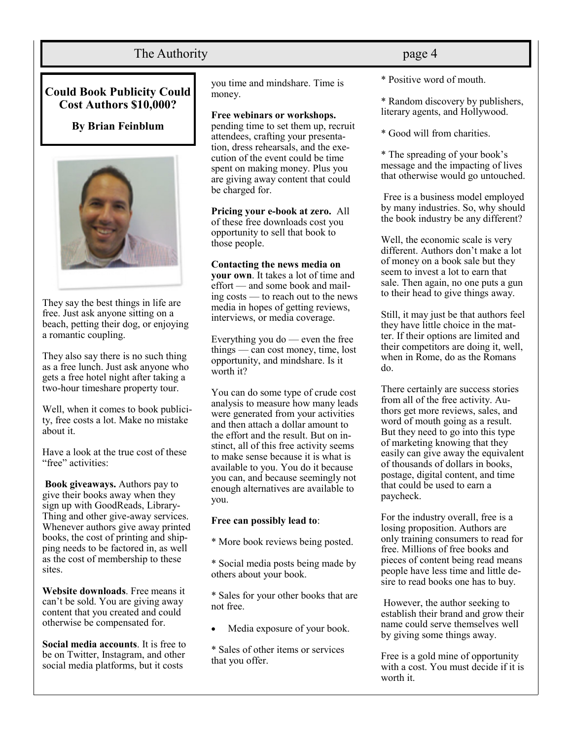## Could Book Publicity Could Cost Authors $10,000?

**By Brian Feinblum**

They say the best things in life are free. Just ask anyone sitting on a beach, petting their dog, or enjoying a romantic coupling.

They also say there is no such thing as a free lunch. Just ask anyone who gets a free hotel night after taking a two-hour timeshare property tour.

Well, when it comes to book publicity, free costs a lot. Make no mistake about it.

Have a look at the true cost of these "free" activities:

**Book giveaways.** Authors pay to give their books away when they sign up with GoodReads, LibraryThing and other give-away services. Whenever authors give away printed books, the cost of printing and shipping needs to be factored in, as well as the cost of membership to these sites.

**Website downloads**. Free means it can't be sold. You are giving away content that you created and could otherwise be compensated for.

**Social media accounts**. It is free to be on Twitter, Instagram, and other social media platforms, but it costs you time and mindshare. Time is money.

**Free webinars or workshops.** pending time to set them up, recruit attendees, crafting your presentation, dress rehearsals, and the execution of the event could be time spent on making money. Plus you are giving away content that could be charged for.

**Pricing your e-book at zero.** All of these free downloads cost you opportunity to sell that book to those people.

**Contacting the news media on your own**. It takes a lot of time and effort — and some book and mailing costs — to reach out to the news media in hopes of getting reviews, interviews, or media coverage.

Everything you do — even the free things — can cost money, time, lost opportunity, and mindshare. Is it worth it?

You can do some type of crude cost analysis to measure how many leads were generated from your activities and then attach a dollar amount to the effort and the result. But on instinct, all of this free activity seems to make sense because it is what is available to you. You do it because you can, and because seemingly not enough alternatives are available to you.

**Free can possibly lead to**:

* More book reviews being posted.

* Social media posts being made by others about your book.

* Sales for your other books that are not free.

- Media exposure of your book.

* Sales of other items or services that you offer.

* Positive word of mouth.

* Random discovery by publishers, literary agents, and Hollywood.

* Good will from charities.

* The spreading of your book's message and the impacting of lives that otherwise would go untouched.

Free is a business model employed by many industries. So, why should the book industry be any different?

Well, the economic scale is very different. Authors don't make a lot of money on a book sale but they seem to invest a lot to earn that sale. Then again, no one puts a gun to their head to give things away.

Still, it may just be that authors feel they have little choice in the matter. If their options are limited and their competitors are doing it, well, when in Rome, do as the Romans do.

There certainly are success stories from all of the free activity. Authors get more reviews, sales, and word of mouth going as a result. But they need to go into this type of marketing knowing that they easily can give away the equivalent of thousands of dollars in books, postage, digital content, and time that could be used to earn a paycheck.

For the industry overall, free is a losing proposition. Authors are only training consumers to read for free. Millions of free books and pieces of content being read means people have less time and little desire to read books one has to buy.

However, the author seeking to establish their brand and grow their name could serve themselves well by giving some things away.

Free is a gold mine of opportunity with a cost. You must decide if it is worth it.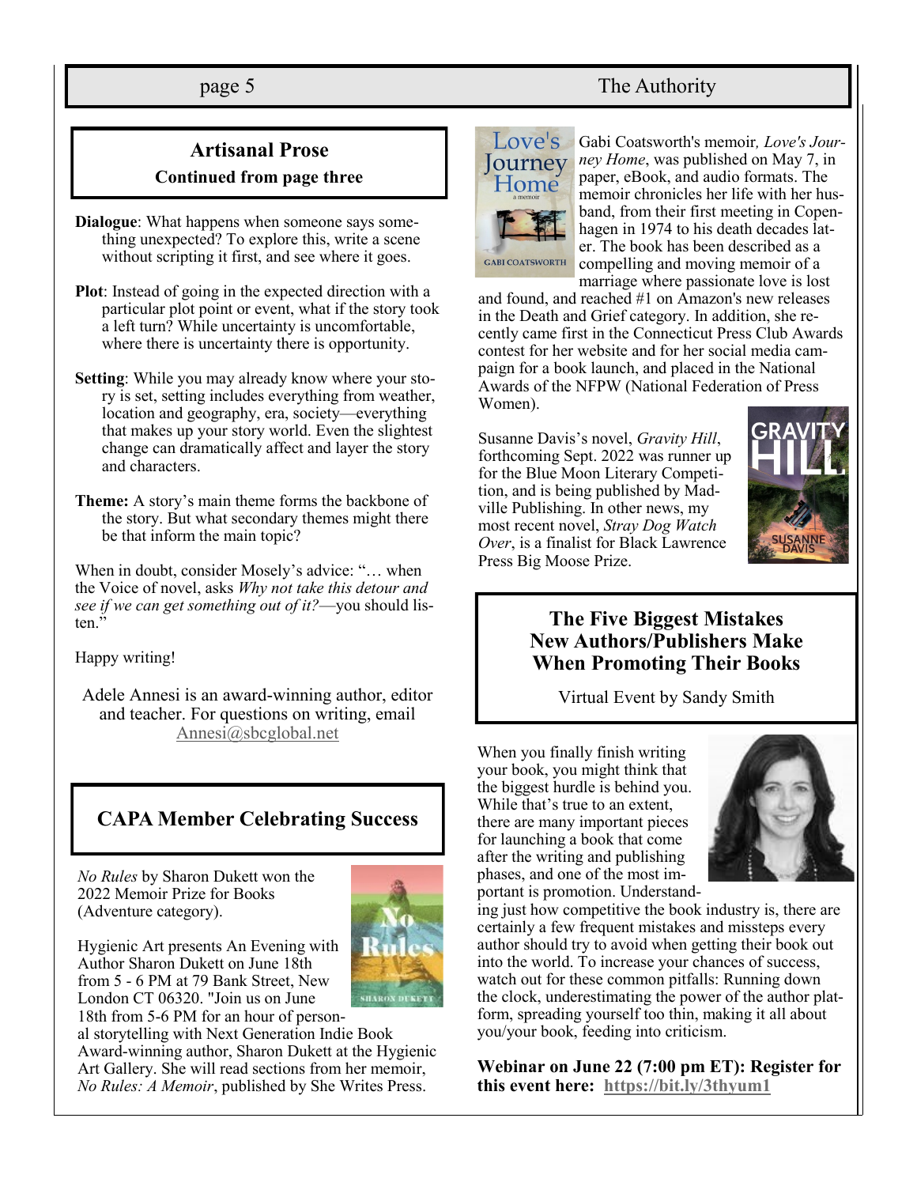## Artisanal Prose

**Continued from page three**

**Dialogue**: What happens when someone says something unexpected? To explore this, write a scene without scripting it first, and see where it goes.

**Plot**: Instead of going in the expected direction with a particular plot point or event, what if the story took a left turn? While uncertainty is uncomfortable, where there is uncertainty there is opportunity.

**Setting**: While you may already know where your story is set, setting includes everything from weather, location and geography, era, society—everything that makes up your story world. Even the slightest change can dramatically affect and layer the story and characters.

**Theme:** A story's main theme forms the backbone of the story. But what secondary themes might there be that inform the main topic?

When in doubt, consider Mosely's advice: "… when the Voice of novel, asks *Why not take this detour and see if we can get something out of it?*—you should listen."

Happy writing!

Adele Annesi is an award-winning author, editor and teacher. For questions on writing, email Annesi@sbcglobal.net

## CAPA Member Celebrating Success

*No Rules* by Sharon Dukett won the 2022 Memoir Prize for Books (Adventure category).

Hygienic Art presents An Evening with Author Sharon Dukett on June 18th from 5 - 6 PM at 79 Bank Street, New London CT 06320. "Join us on June 18th from 5-6 PM for an hour of personal storytelling with Next Generation Indie Book Award-winning author, Sharon Dukett at the Hygienic Art Gallery. She will read sections from her memoir, *No Rules: A Memoir*, published by She Writes Press.

Gabi Coatsworth's memoir*, Love's Journey Home*, was published on May 7, in paper, eBook, and audio formats. The memoir chronicles her life with her husband, from their first meeting in Copenhagen in 1974 to his death decades later. The book has been described as a compelling and moving memoir of a marriage where passionate love is lost and found, and reached #1 on Amazon's new releases in the Death and Grief category. In addition, she recently came first in the Connecticut Press Club Awards contest for her website and for her social media campaign for a book launch, and placed in the National Awards of the NFPW (National Federation of Press Women).

Susanne Davis's novel, *Gravity Hill*, forthcoming Sept. 2022 was runner up for the Blue Moon Literary Competition, and is being published by Madville Publishing. In other news, my most recent novel, *Stray Dog Watch Over*, is a finalist for Black Lawrence Press Big Moose Prize.

## The Five Biggest Mistakes New Authors/Publishers Make When Promoting Their Books

Virtual Event by Sandy Smith

When you finally finish writing your book, you might think that the biggest hurdle is behind you. While that's true to an extent, there are many important pieces for launching a book that come after the writing and publishing phases, and one of the most important is promotion. Understanding just how competitive the book industry is, there are certainly a few frequent mistakes and missteps every author should try to avoid when getting their book out into the world. To increase your chances of success, watch out for these common pitfalls: Running down the clock, underestimating the power of the author platform, spreading yourself too thin, making it all about you/your book, feeding into criticism.

**Webinar on June 22 (7:00 pm ET): Register for this event here: https://bit.ly/3thyum1**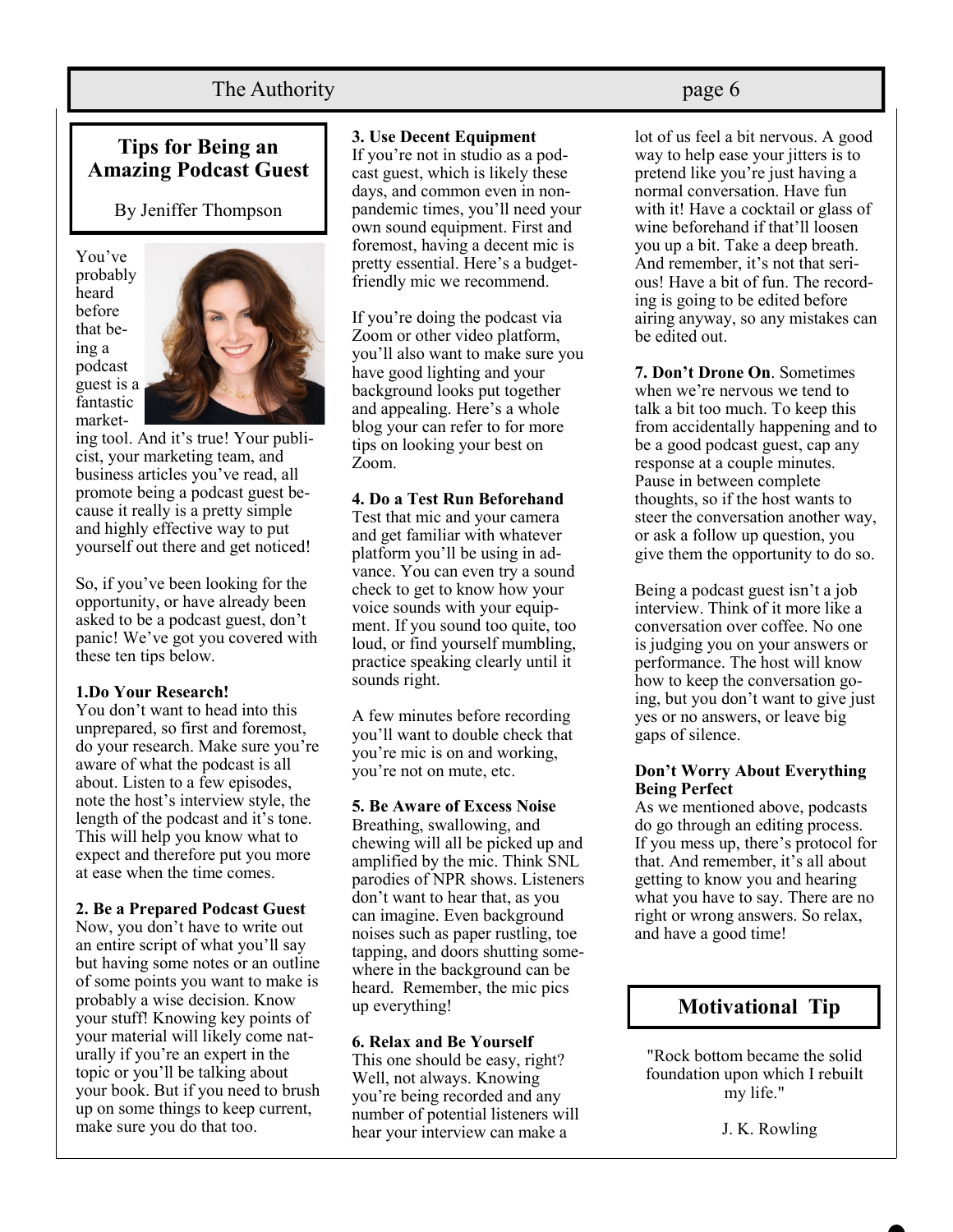## Tips for Being an Amazing Podcast Guest

By Jeniffer Thompson

You've probably heard before that being a podcast guest is a fantastic marketing tool. And it's true! Your publicist, your marketing team, and business articles you've read, all promote being a podcast guest because it really is a pretty simple and highly effective way to put yourself out there and get noticed!

So, if you've been looking for the opportunity, or have already been asked to be a podcast guest, don't panic! We've got you covered with these ten tips below.

**1.Do Your Research!**

You don't want to head into this unprepared, so first and foremost, do your research. Make sure you're aware of what the podcast is all about. Listen to a few episodes, note the host's interview style, the length of the podcast and it's tone. This will help you know what to expect and therefore put you more at ease when the time comes.

**2. Be a Prepared Podcast Guest**

Now, you don't have to write out an entire script of what you'll say but having some notes or an outline of some points you want to make is probably a wise decision. Know your stuff! Knowing key points of your material will likely come naturally if you're an expert in the topic or you'll be talking about your book. But if you need to brush up on some things to keep current, make sure you do that too.

**3. Use Decent Equipment**

If you're not in studio as a podcast guest, which is likely these days, and common even in non-pandemic times, you'll need your own sound equipment. First and foremost, having a decent mic is pretty essential. Here's a budget-friendly mic we recommend.

If you're doing the podcast via Zoom or other video platform, you'll also want to make sure you have good lighting and your background looks put together and appealing. Here's a whole blog your can refer to for more tips on looking your best on Zoom.

**4. Do a Test Run Beforehand**

Test that mic and your camera and get familiar with whatever platform you'll be using in advance. You can even try a sound check to get to know how your voice sounds with your equipment. If you sound too quite, too loud, or find yourself mumbling, practice speaking clearly until it sounds right.

A few minutes before recording you'll want to double check that you're mic is on and working, you're not on mute, etc.

**5. Be Aware of Excess Noise**

Breathing, swallowing, and chewing will all be picked up and amplified by the mic. Think SNL parodies of NPR shows. Listeners don't want to hear that, as you can imagine. Even background noises such as paper rustling, toe tapping, and doors shutting somewhere in the background can be heard. Remember, the mic pics up everything!

**6. Relax and Be Yourself**

This one should be easy, right? Well, not always. Knowing you're being recorded and any number of potential listeners will hear your interview can make a lot of us feel a bit nervous. A good way to help ease your jitters is to pretend like you're just having a normal conversation. Have fun with it! Have a cocktail or glass of wine beforehand if that'll loosen you up a bit. Take a deep breath. And remember, it's not that serious! Have a bit of fun. The recording is going to be edited before airing anyway, so any mistakes can be edited out.

**7. Don't Drone On**. Sometimes when we're nervous we tend to talk a bit too much. To keep this from accidentally happening and to be a good podcast guest, cap any response at a couple minutes. Pause in between complete thoughts, so if the host wants to steer the conversation another way, or ask a follow up question, you give them the opportunity to do so.

Being a podcast guest isn't a job interview. Think of it more like a conversation over coffee. No one is judging you on your answers or performance. The host will know how to keep the conversation going, but you don't want to give just yes or no answers, or leave big gaps of silence.

**Don't Worry About Everything Being Perfect**

As we mentioned above, podcasts do go through an editing process. If you mess up, there's protocol for that. And remember, it's all about getting to know you and hearing what you have to say. There are no right or wrong answers. So relax, and have a good time!

## Motivational Tip

"Rock bottom became the solid foundation upon which I rebuilt my life."

J. K. Rowling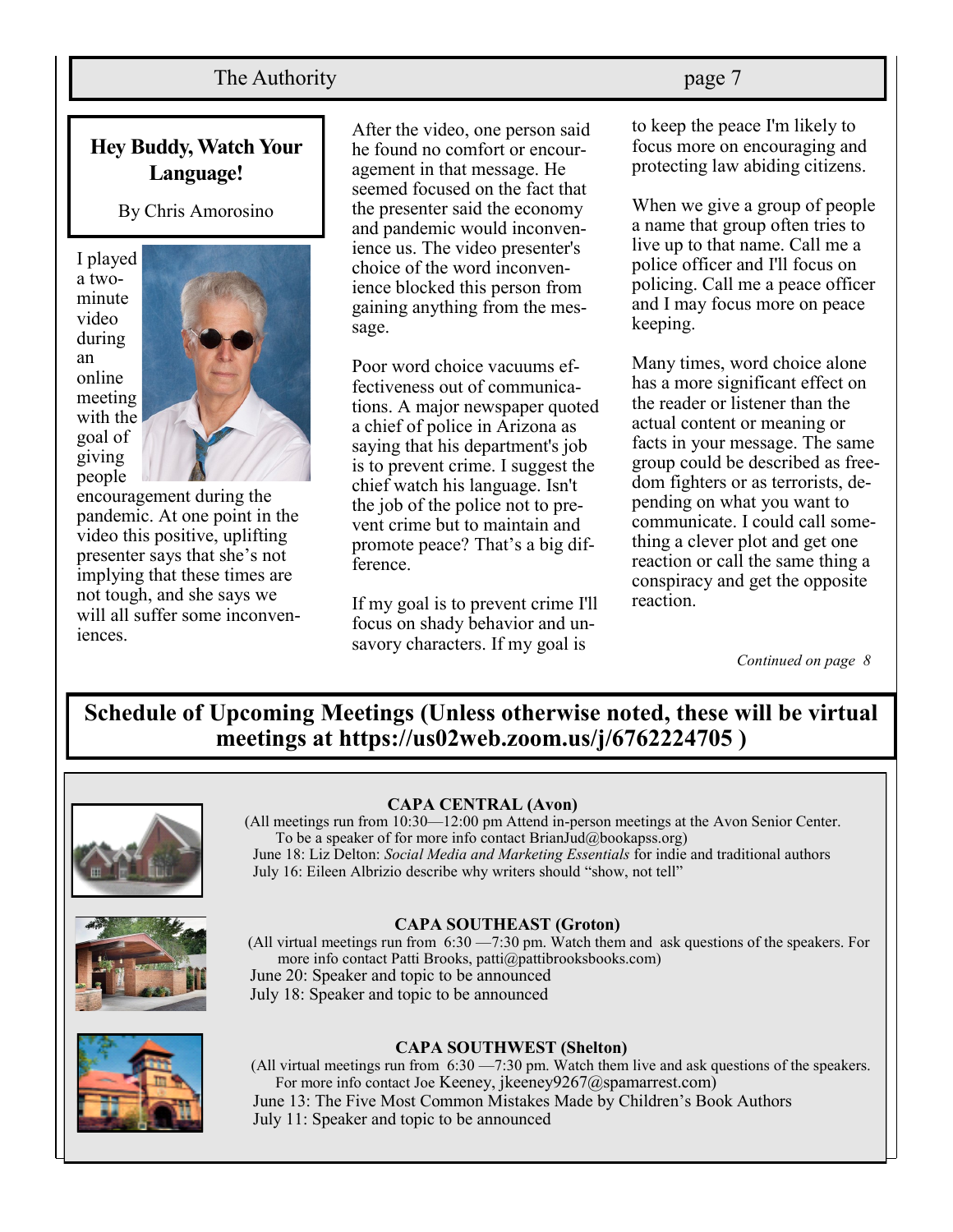## Hey Buddy, Watch Your Language!

By Chris Amorosino

I played a two-minute video during an online meeting with the goal of giving people encouragement during the pandemic. At one point in the video this positive, uplifting presenter says that she's not implying that these times are not tough, and she says we will all suffer some inconveniences.

After the video, one person said he found no comfort or encouragement in that message. He seemed focused on the fact that the presenter said the economy and pandemic would inconvenience us. The video presenter's choice of the word inconvenience blocked this person from gaining anything from the message.

Poor word choice vacuums effectiveness out of communications. A major newspaper quoted a chief of police in Arizona as saying that his department's job is to prevent crime. I suggest the chief watch his language. Isn't the job of the police not to prevent crime but to maintain and promote peace? That's a big difference.

If my goal is to prevent crime I'll focus on shady behavior and unsavory characters. If my goal is to keep the peace I'm likely to focus more on encouraging and protecting law abiding citizens.

When we give a group of people a name that group often tries to live up to that name. Call me a police officer and I'll focus on policing. Call me a peace officer and I may focus more on peace keeping.

Many times, word choice alone has a more significant effect on the reader or listener than the actual content or meaning or facts in your message. The same group could be described as freedom fighters or as terrorists, depending on what you want to communicate. I could call something a clever plot and get one reaction or call the same thing a conspiracy and get the opposite reaction.

*Continued on page 8*

## Schedule of Upcoming Meetings (Unless otherwise noted, these will be virtual meetings at https://us02web.zoom.us/j/6762224705 )

**CAPA CENTRAL (Avon)**

(All meetings run from 10:30—12:00 pm Attend in-person meetings at the Avon Senior Center. To be a speaker of for more info contact BrianJud@bookapss.org)

June 18: Liz Delton: *Social Media and Marketing Essentials* for indie and traditional authors

July 16: Eileen Albrizio describe why writers should "show, not tell"

**CAPA SOUTHEAST (Groton)**

(All virtual meetings run from 6:30 —7:30 pm. Watch them and ask questions of the speakers. For more info contact Patti Brooks, patti@pattibrooksbooks.com)

June 20: Speaker and topic to be announced

July 18: Speaker and topic to be announced

**CAPA SOUTHWEST (Shelton)**

(All virtual meetings run from 6:30 —7:30 pm. Watch them live and ask questions of the speakers. For more info contact Joe Keeney, jkeeney9267@spamarrest.com)

June 13: The Five Most Common Mistakes Made by Children's Book Authors

July 11: Speaker and topic to be announced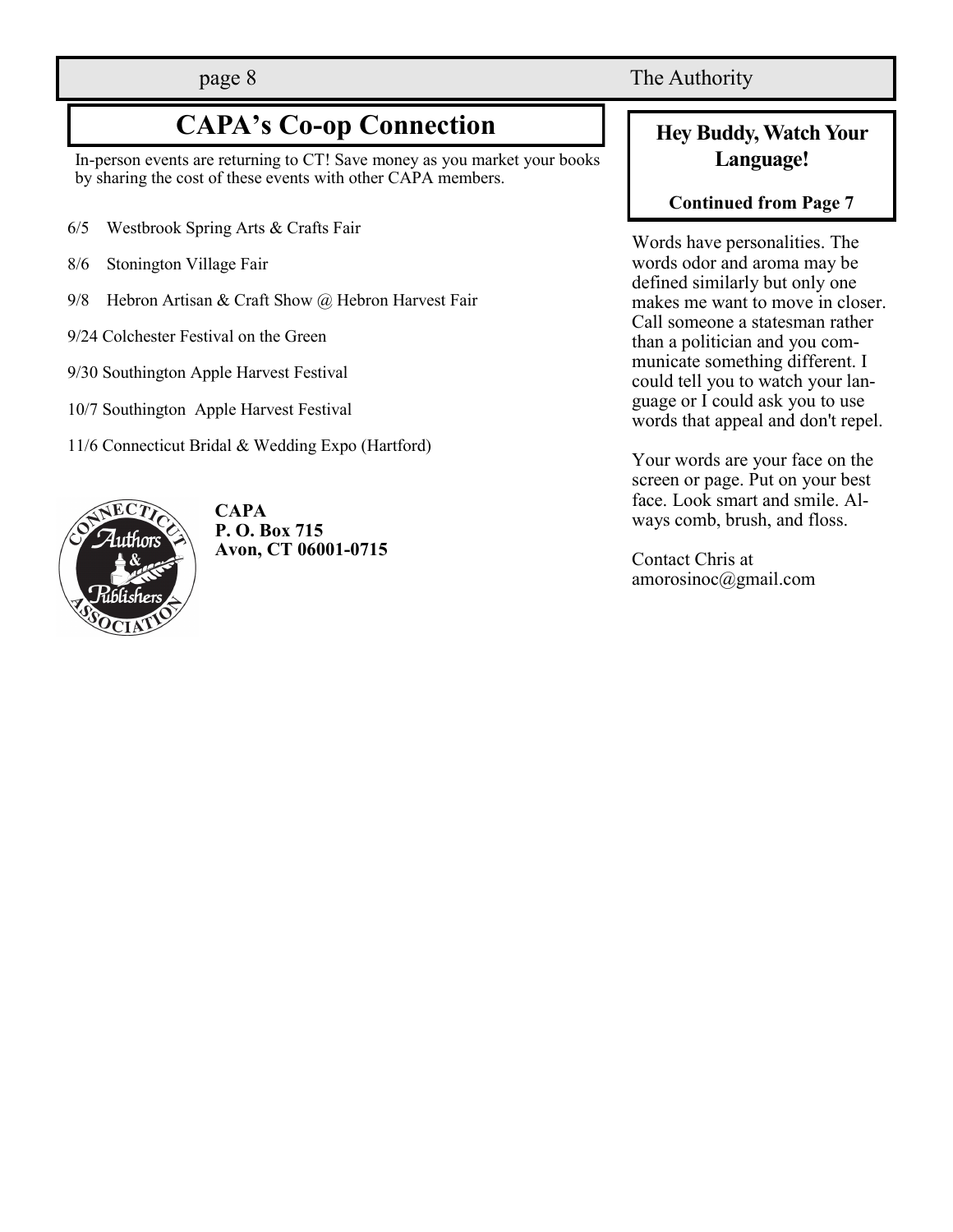## CAPA's Co-op Connection

In-person events are returning to CT! Save money as you market your books by sharing the cost of these events with other CAPA members.

- 6/5 Westbrook Spring Arts & Crafts Fair
- 8/6 Stonington Village Fair
- 9/8 Hebron Artisan & Craft Show @ Hebron Harvest Fair
- 9/24 Colchester Festival on the Green
- 9/30 Southington Apple Harvest Festival
- 10/7 Southington Apple Harvest Festival
- 11/6 Connecticut Bridal & Wedding Expo (Hartford)

**CAPA**
**P. O. Box 715**
**Avon, CT 06001-0715**

## Hey Buddy, Watch Your Language!

**Continued from Page 7**

Words have personalities. The words odor and aroma may be defined similarly but only one makes me want to move in closer. Call someone a statesman rather than a politician and you communicate something different. I could tell you to watch your language or I could ask you to use words that appeal and don't repel.

Your words are your face on the screen or page. Put on your best face. Look smart and smile. Always comb, brush, and floss.

Contact Chris at amorosinoc@gmail.com